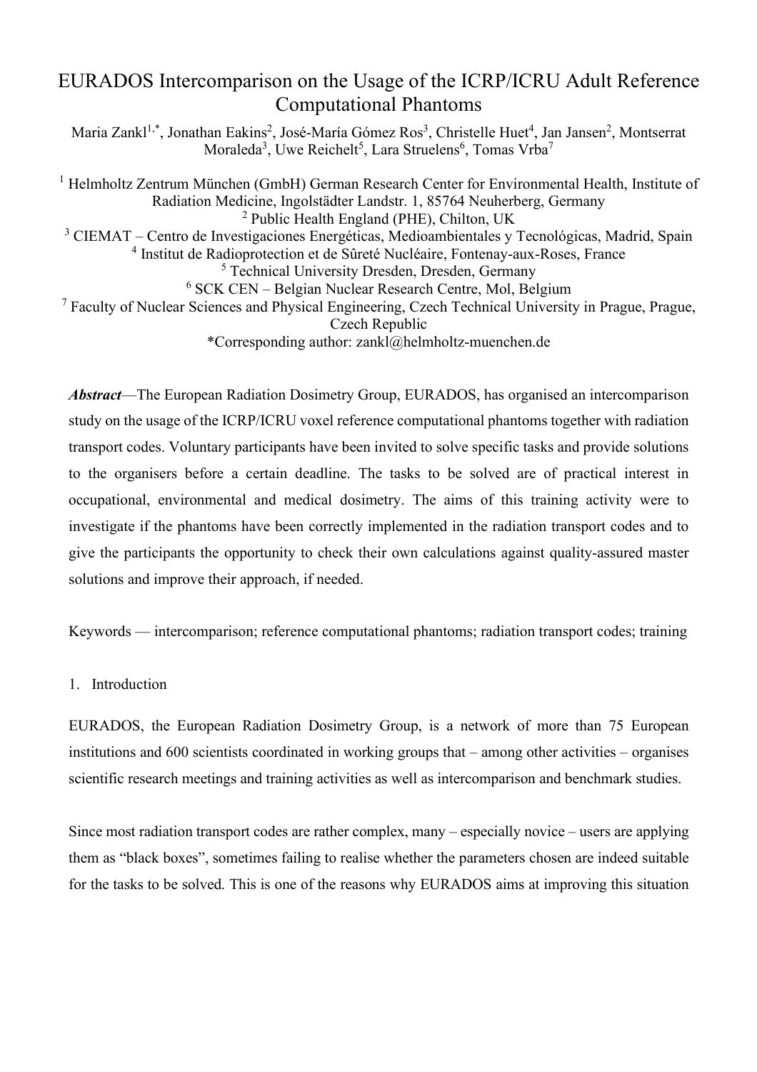# EURADOS Intercomparison on the Usage of the ICRP/ICRU Adult Reference Computational Phantoms

Maria Zankl[1,*], Jonathan Eakins[2], José-María Gómez Ros[3], Christelle Huet[4], Jan Jansen[2], Montserrat Moraleda[3], Uwe Reichelt[5], Lara Struelens[6], Tomas Vrba[7]

[1] Helmholtz Zentrum München (GmbH) German Research Center for Environmental Health, Institute of Radiation Medicine, Ingolstädter Landstr. 1, 85764 Neuherberg, Germany
[2] Public Health England (PHE), Chilton, UK
[3] CIEMAT – Centro de Investigaciones Energéticas, Medioambientales y Tecnológicas, Madrid, Spain
[4] Institut de Radioprotection et de Sûreté Nucléaire, Fontenay-aux-Roses, France
[5] Technical University Dresden, Dresden, Germany
[6] SCK CEN – Belgian Nuclear Research Centre, Mol, Belgium
[7] Faculty of Nuclear Sciences and Physical Engineering, Czech Technical University in Prague, Prague, Czech Republic
*Corresponding author: zankl@helmholtz-muenchen.de

***Abstract***—The European Radiation Dosimetry Group, EURADOS, has organised an intercomparison study on the usage of the ICRP/ICRU voxel reference computational phantoms together with radiation transport codes. Voluntary participants have been invited to solve specific tasks and provide solutions to the organisers before a certain deadline. The tasks to be solved are of practical interest in occupational, environmental and medical dosimetry. The aims of this training activity were to investigate if the phantoms have been correctly implemented in the radiation transport codes and to give the participants the opportunity to check their own calculations against quality-assured master solutions and improve their approach, if needed.

Keywords — intercomparison; reference computational phantoms; radiation transport codes; training

## 1. Introduction

EURADOS, the European Radiation Dosimetry Group, is a network of more than 75 European institutions and 600 scientists coordinated in working groups that – among other activities – organises scientific research meetings and training activities as well as intercomparison and benchmark studies.

Since most radiation transport codes are rather complex, many – especially novice – users are applying them as "black boxes", sometimes failing to realise whether the parameters chosen are indeed suitable for the tasks to be solved. This is one of the reasons why EURADOS aims at improving this situation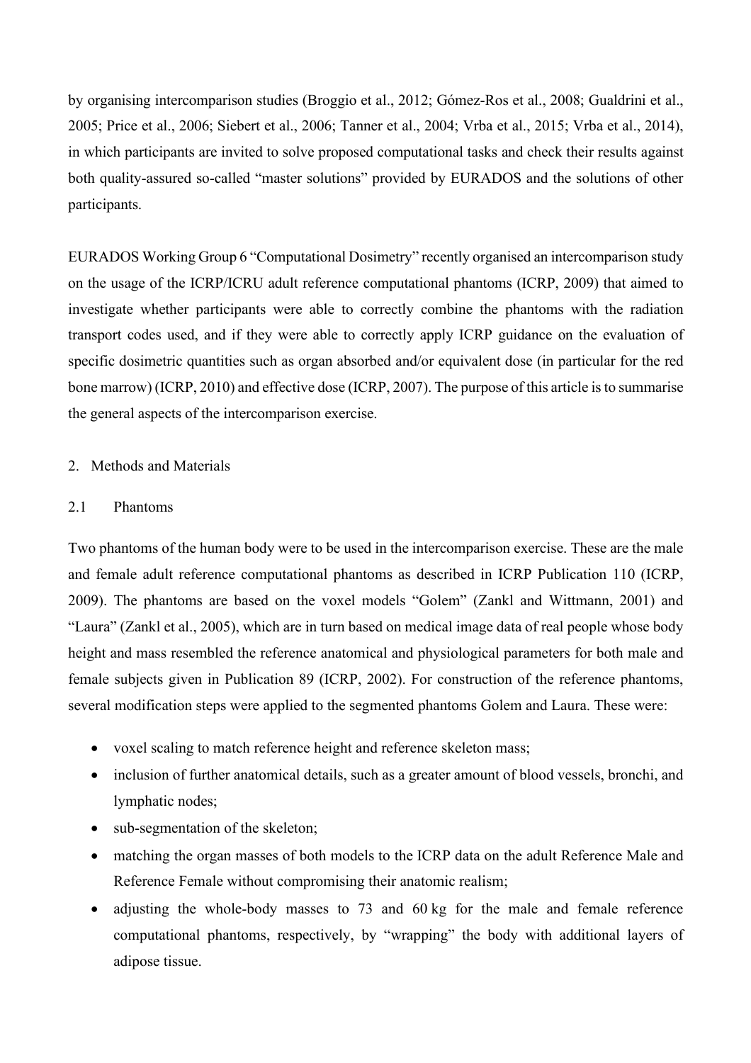by organising intercomparison studies (Broggio et al., 2012; Gómez-Ros et al., 2008; Gualdrini et al., 2005; Price et al., 2006; Siebert et al., 2006; Tanner et al., 2004; Vrba et al., 2015; Vrba et al., 2014), in which participants are invited to solve proposed computational tasks and check their results against both quality-assured so-called "master solutions" provided by EURADOS and the solutions of other participants.

EURADOS Working Group 6 "Computational Dosimetry" recently organised an intercomparison study on the usage of the ICRP/ICRU adult reference computational phantoms (ICRP, 2009) that aimed to investigate whether participants were able to correctly combine the phantoms with the radiation transport codes used, and if they were able to correctly apply ICRP guidance on the evaluation of specific dosimetric quantities such as organ absorbed and/or equivalent dose (in particular for the red bone marrow) (ICRP, 2010) and effective dose (ICRP, 2007). The purpose of this article is to summarise the general aspects of the intercomparison exercise.

## 2. Methods and Materials

### 2.1 Phantoms

Two phantoms of the human body were to be used in the intercomparison exercise. These are the male and female adult reference computational phantoms as described in ICRP Publication 110 (ICRP, 2009). The phantoms are based on the voxel models "Golem" (Zankl and Wittmann, 2001) and "Laura" (Zankl et al., 2005), which are in turn based on medical image data of real people whose body height and mass resembled the reference anatomical and physiological parameters for both male and female subjects given in Publication 89 (ICRP, 2002). For construction of the reference phantoms, several modification steps were applied to the segmented phantoms Golem and Laura. These were:

- voxel scaling to match reference height and reference skeleton mass;
- inclusion of further anatomical details, such as a greater amount of blood vessels, bronchi, and lymphatic nodes;
- sub-segmentation of the skeleton;
- matching the organ masses of both models to the ICRP data on the adult Reference Male and Reference Female without compromising their anatomic realism;
- adjusting the whole-body masses to 73 and 60 kg for the male and female reference computational phantoms, respectively, by "wrapping" the body with additional layers of adipose tissue.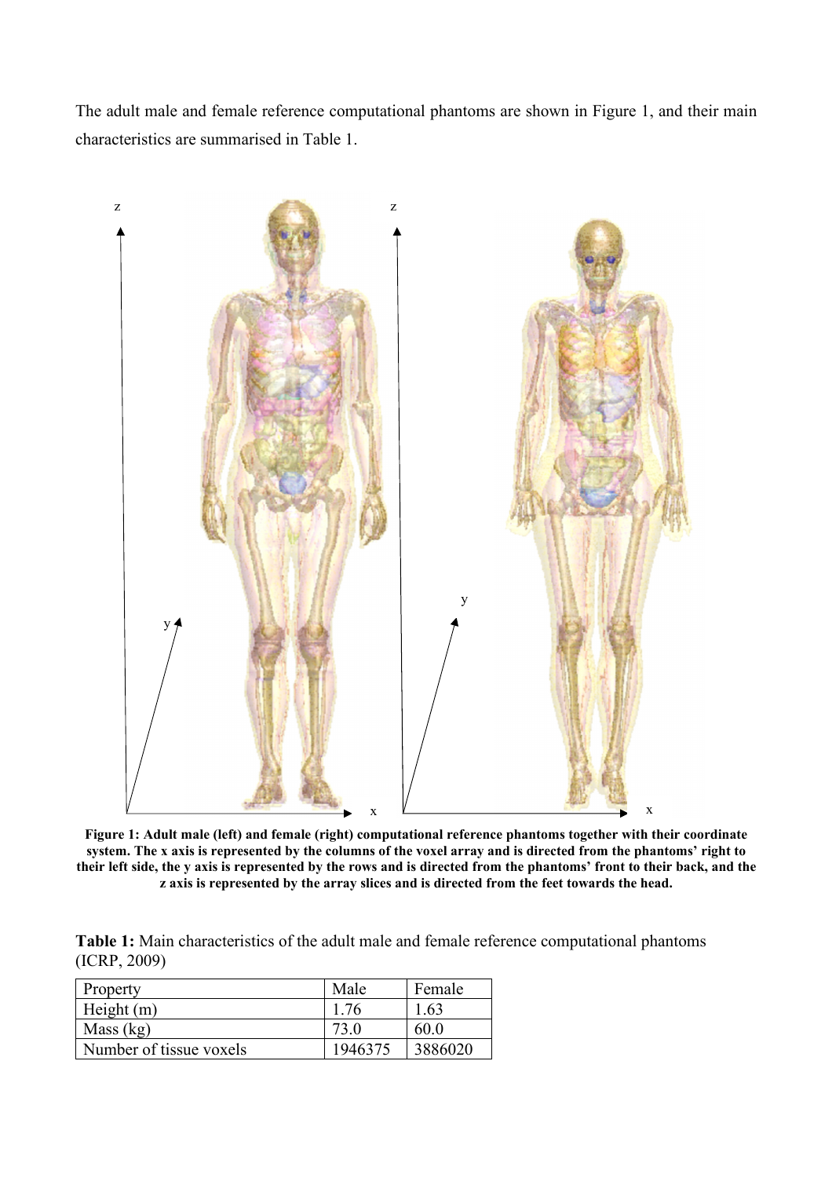The adult male and female reference computational phantoms are shown in Figure 1, and their main characteristics are summarised in Table 1.

**Figure 1: Adult male (left) and female (right) computational reference phantoms together with their coordinate system. The x axis is represented by the columns of the voxel array and is directed from the phantoms' right to their left side, the y axis is represented by the rows and is directed from the phantoms' front to their back, and the z axis is represented by the array slices and is directed from the feet towards the head.**

**Table 1:** Main characteristics of the adult male and female reference computational phantoms (ICRP, 2009)

| Property | Male | Female |
|---|---|---|
| Height (m) | 1.76 | 1.63 |
| Mass (kg) | 73.0 | 60.0 |
| Number of tissue voxels | 1946375 | 3886020 |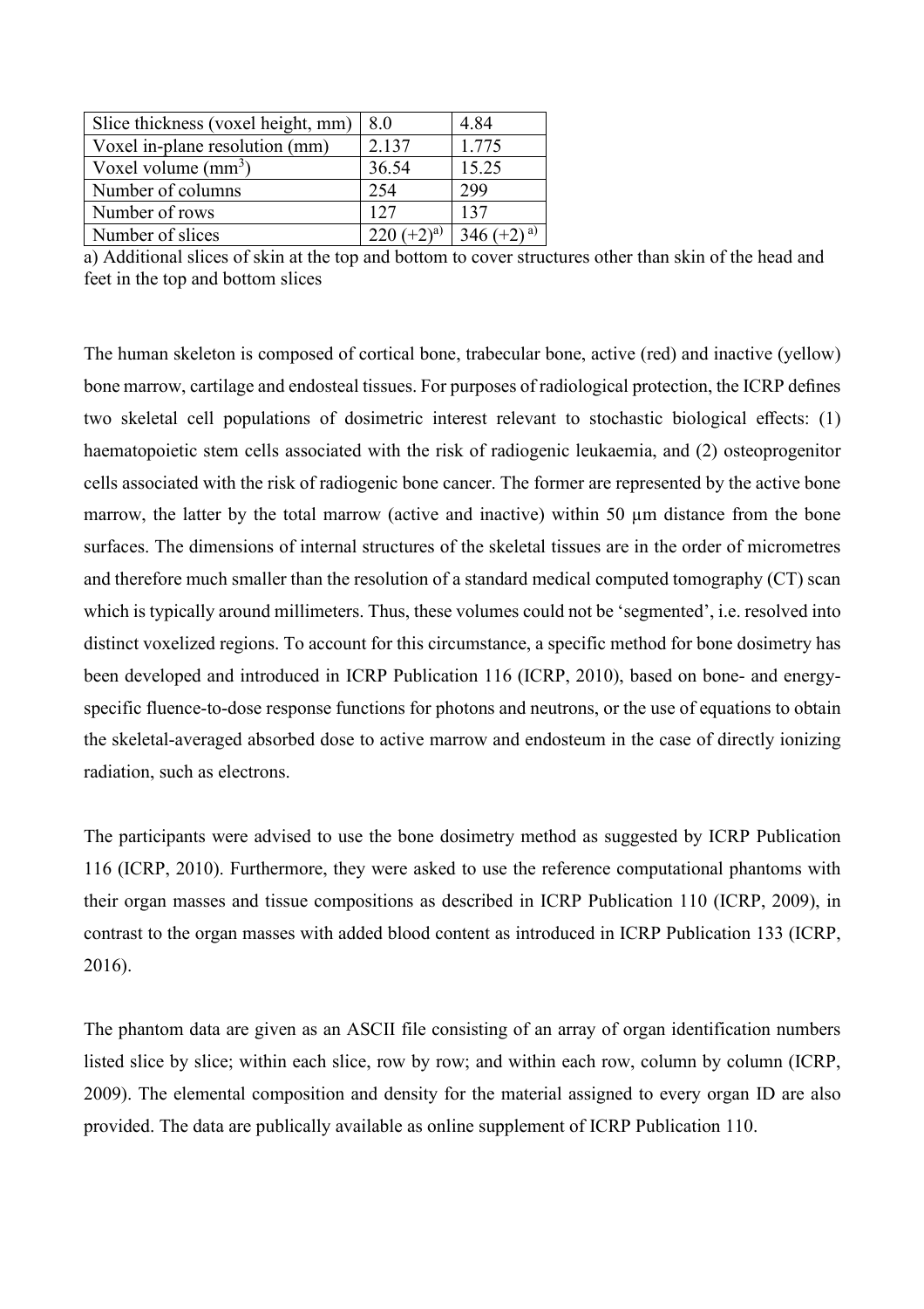| Slice thickness (voxel height, mm) | 8.0 | 4.84 |
| --- | --- | --- |
| Voxel in-plane resolution (mm) | 2.137 | 1.775 |
| Voxel volume ($mm^3$) | 36.54 | 15.25 |
| Number of columns | 254 | 299 |
| Number of rows | 127 | 137 |
| Number of slices | 220 (+2)[a)] | 346 (+2) [a)] |

a) Additional slices of skin at the top and bottom to cover structures other than skin of the head and feet in the top and bottom slices

The human skeleton is composed of cortical bone, trabecular bone, active (red) and inactive (yellow) bone marrow, cartilage and endosteal tissues. For purposes of radiological protection, the ICRP defines two skeletal cell populations of dosimetric interest relevant to stochastic biological effects: (1) haematopoietic stem cells associated with the risk of radiogenic leukaemia, and (2) osteoprogenitor cells associated with the risk of radiogenic bone cancer. The former are represented by the active bone marrow, the latter by the total marrow (active and inactive) within 50 µm distance from the bone surfaces. The dimensions of internal structures of the skeletal tissues are in the order of micrometres and therefore much smaller than the resolution of a standard medical computed tomography (CT) scan which is typically around millimeters. Thus, these volumes could not be 'segmented', i.e. resolved into distinct voxelized regions. To account for this circumstance, a specific method for bone dosimetry has been developed and introduced in ICRP Publication 116 (ICRP, 2010), based on bone- and energy-specific fluence-to-dose response functions for photons and neutrons, or the use of equations to obtain the skeletal-averaged absorbed dose to active marrow and endosteum in the case of directly ionizing radiation, such as electrons.

The participants were advised to use the bone dosimetry method as suggested by ICRP Publication 116 (ICRP, 2010). Furthermore, they were asked to use the reference computational phantoms with their organ masses and tissue compositions as described in ICRP Publication 110 (ICRP, 2009), in contrast to the organ masses with added blood content as introduced in ICRP Publication 133 (ICRP, 2016).

The phantom data are given as an ASCII file consisting of an array of organ identification numbers listed slice by slice; within each slice, row by row; and within each row, column by column (ICRP, 2009). The elemental composition and density for the material assigned to every organ ID are also provided. The data are publically available as online supplement of ICRP Publication 110.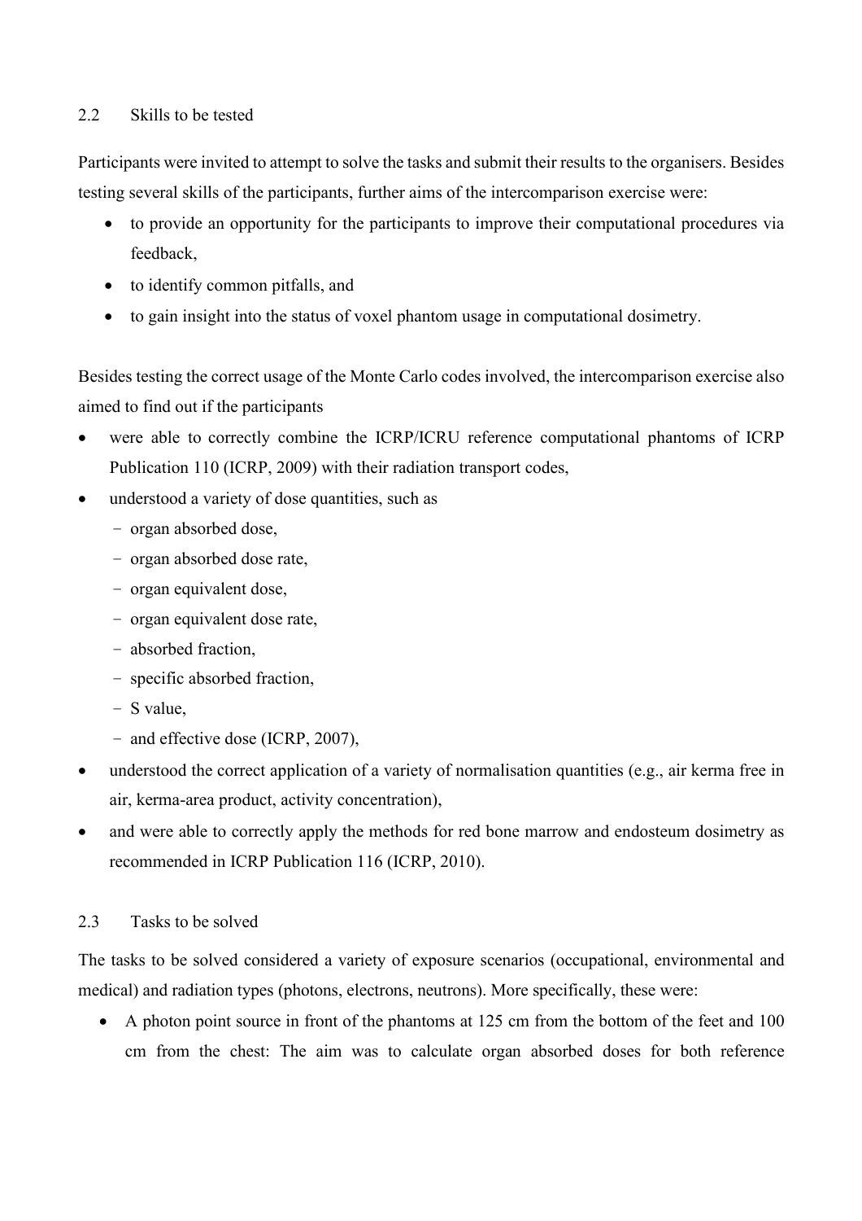### 2.2 Skills to be tested

Participants were invited to attempt to solve the tasks and submit their results to the organisers. Besides testing several skills of the participants, further aims of the intercomparison exercise were:

- to provide an opportunity for the participants to improve their computational procedures via feedback,
- to identify common pitfalls, and
- to gain insight into the status of voxel phantom usage in computational dosimetry.

Besides testing the correct usage of the Monte Carlo codes involved, the intercomparison exercise also aimed to find out if the participants

- were able to correctly combine the ICRP/ICRU reference computational phantoms of ICRP Publication 110 (ICRP, 2009) with their radiation transport codes,
- understood a variety of dose quantities, such as
  - organ absorbed dose,
  - organ absorbed dose rate,
  - organ equivalent dose,
  - organ equivalent dose rate,
  - absorbed fraction,
  - specific absorbed fraction,
  - S value,
  - and effective dose (ICRP, 2007),
- understood the correct application of a variety of normalisation quantities (e.g., air kerma free in air, kerma-area product, activity concentration),
- and were able to correctly apply the methods for red bone marrow and endosteum dosimetry as recommended in ICRP Publication 116 (ICRP, 2010).

### 2.3 Tasks to be solved

The tasks to be solved considered a variety of exposure scenarios (occupational, environmental and medical) and radiation types (photons, electrons, neutrons). More specifically, these were:

- A photon point source in front of the phantoms at 125 cm from the bottom of the feet and 100 cm from the chest: The aim was to calculate organ absorbed doses for both reference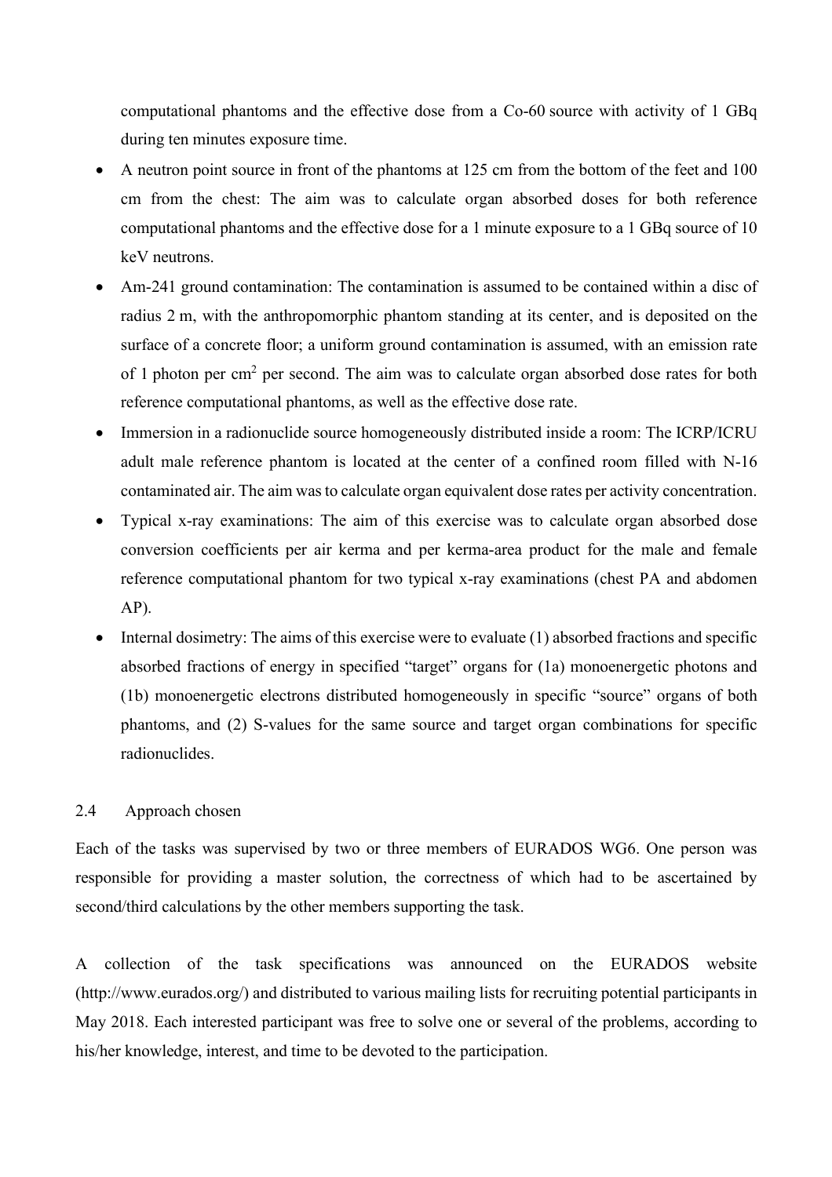computational phantoms and the effective dose from a Co-60 source with activity of 1 GBq during ten minutes exposure time.

- A neutron point source in front of the phantoms at 125 cm from the bottom of the feet and 100 cm from the chest: The aim was to calculate organ absorbed doses for both reference computational phantoms and the effective dose for a 1 minute exposure to a 1 GBq source of 10 keV neutrons.
- Am-241 ground contamination: The contamination is assumed to be contained within a disc of radius 2 m, with the anthropomorphic phantom standing at its center, and is deposited on the surface of a concrete floor; a uniform ground contamination is assumed, with an emission rate of 1 photon per $cm^2$ per second. The aim was to calculate organ absorbed dose rates for both reference computational phantoms, as well as the effective dose rate.
- Immersion in a radionuclide source homogeneously distributed inside a room: The ICRP/ICRU adult male reference phantom is located at the center of a confined room filled with N-16 contaminated air. The aim was to calculate organ equivalent dose rates per activity concentration.
- Typical x-ray examinations: The aim of this exercise was to calculate organ absorbed dose conversion coefficients per air kerma and per kerma-area product for the male and female reference computational phantom for two typical x-ray examinations (chest PA and abdomen AP).
- Internal dosimetry: The aims of this exercise were to evaluate (1) absorbed fractions and specific absorbed fractions of energy in specified "target" organs for (1a) monoenergetic photons and (1b) monoenergetic electrons distributed homogeneously in specific "source" organs of both phantoms, and (2) S-values for the same source and target organ combinations for specific radionuclides.

## 2.4 Approach chosen

Each of the tasks was supervised by two or three members of EURADOS WG6. One person was responsible for providing a master solution, the correctness of which had to be ascertained by second/third calculations by the other members supporting the task.

A collection of the task specifications was announced on the EURADOS website (http://www.eurados.org/) and distributed to various mailing lists for recruiting potential participants in May 2018. Each interested participant was free to solve one or several of the problems, according to his/her knowledge, interest, and time to be devoted to the participation.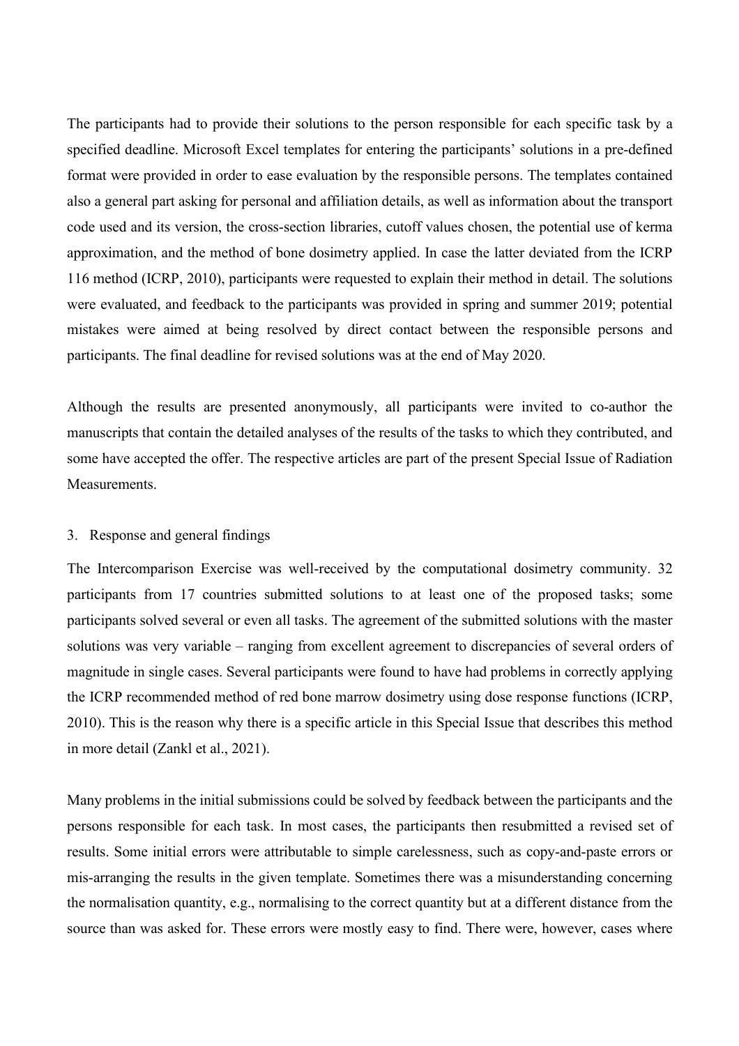The participants had to provide their solutions to the person responsible for each specific task by a specified deadline. Microsoft Excel templates for entering the participants' solutions in a pre-defined format were provided in order to ease evaluation by the responsible persons. The templates contained also a general part asking for personal and affiliation details, as well as information about the transport code used and its version, the cross-section libraries, cutoff values chosen, the potential use of kerma approximation, and the method of bone dosimetry applied. In case the latter deviated from the ICRP 116 method (ICRP, 2010), participants were requested to explain their method in detail. The solutions were evaluated, and feedback to the participants was provided in spring and summer 2019; potential mistakes were aimed at being resolved by direct contact between the responsible persons and participants. The final deadline for revised solutions was at the end of May 2020.

Although the results are presented anonymously, all participants were invited to co-author the manuscripts that contain the detailed analyses of the results of the tasks to which they contributed, and some have accepted the offer. The respective articles are part of the present Special Issue of Radiation Measurements.

## 3. Response and general findings

The Intercomparison Exercise was well-received by the computational dosimetry community. 32 participants from 17 countries submitted solutions to at least one of the proposed tasks; some participants solved several or even all tasks. The agreement of the submitted solutions with the master solutions was very variable – ranging from excellent agreement to discrepancies of several orders of magnitude in single cases. Several participants were found to have had problems in correctly applying the ICRP recommended method of red bone marrow dosimetry using dose response functions (ICRP, 2010). This is the reason why there is a specific article in this Special Issue that describes this method in more detail (Zankl et al., 2021).

Many problems in the initial submissions could be solved by feedback between the participants and the persons responsible for each task. In most cases, the participants then resubmitted a revised set of results. Some initial errors were attributable to simple carelessness, such as copy-and-paste errors or mis-arranging the results in the given template. Sometimes there was a misunderstanding concerning the normalisation quantity, e.g., normalising to the correct quantity but at a different distance from the source than was asked for. These errors were mostly easy to find. There were, however, cases where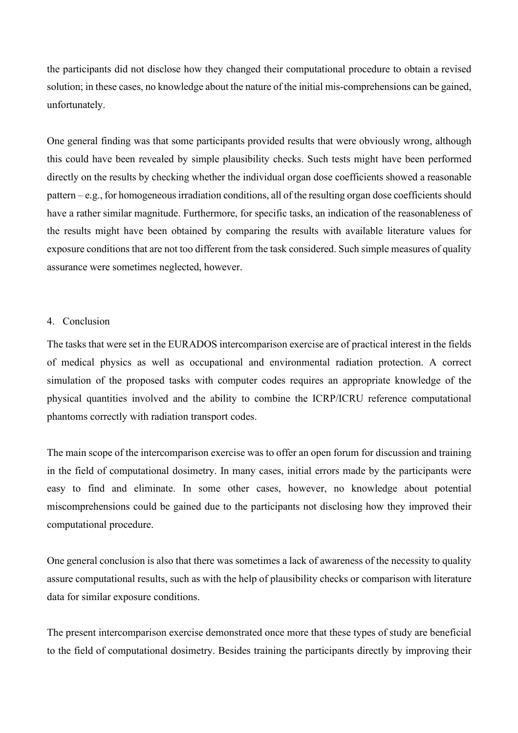the participants did not disclose how they changed their computational procedure to obtain a revised solution; in these cases, no knowledge about the nature of the initial mis-comprehensions can be gained, unfortunately.

One general finding was that some participants provided results that were obviously wrong, although this could have been revealed by simple plausibility checks. Such tests might have been performed directly on the results by checking whether the individual organ dose coefficients showed a reasonable pattern – e.g., for homogeneous irradiation conditions, all of the resulting organ dose coefficients should have a rather similar magnitude. Furthermore, for specific tasks, an indication of the reasonableness of the results might have been obtained by comparing the results with available literature values for exposure conditions that are not too different from the task considered. Such simple measures of quality assurance were sometimes neglected, however.

## 4. Conclusion

The tasks that were set in the EURADOS intercomparison exercise are of practical interest in the fields of medical physics as well as occupational and environmental radiation protection. A correct simulation of the proposed tasks with computer codes requires an appropriate knowledge of the physical quantities involved and the ability to combine the ICRP/ICRU reference computational phantoms correctly with radiation transport codes.

The main scope of the intercomparison exercise was to offer an open forum for discussion and training in the field of computational dosimetry. In many cases, initial errors made by the participants were easy to find and eliminate. In some other cases, however, no knowledge about potential miscomprehensions could be gained due to the participants not disclosing how they improved their computational procedure.

One general conclusion is also that there was sometimes a lack of awareness of the necessity to quality assure computational results, such as with the help of plausibility checks or comparison with literature data for similar exposure conditions.

The present intercomparison exercise demonstrated once more that these types of study are beneficial to the field of computational dosimetry. Besides training the participants directly by improving their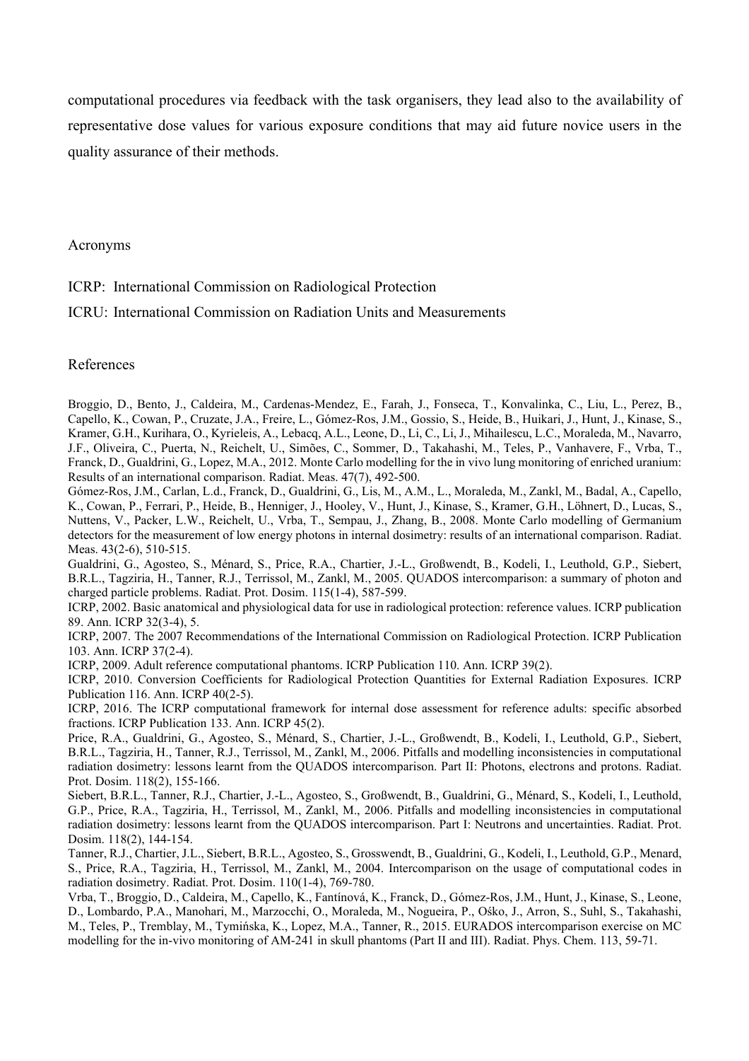computational procedures via feedback with the task organisers, they lead also to the availability of representative dose values for various exposure conditions that may aid future novice users in the quality assurance of their methods.

## Acronyms

ICRP: International Commission on Radiological Protection

ICRU: International Commission on Radiation Units and Measurements

## References

Broggio, D., Bento, J., Caldeira, M., Cardenas-Mendez, E., Farah, J., Fonseca, T., Konvalinka, C., Liu, L., Perez, B., Capello, K., Cowan, P., Cruzate, J.A., Freire, L., Gómez-Ros, J.M., Gossio, S., Heide, B., Huikari, J., Hunt, J., Kinase, S., Kramer, G.H., Kurihara, O., Kyrieleis, A., Lebacq, A.L., Leone, D., Li, C., Li, J., Mihailescu, L.C., Moraleda, M., Navarro, J.F., Oliveira, C., Puerta, N., Reichelt, U., Simões, C., Sommer, D., Takahashi, M., Teles, P., Vanhavere, F., Vrba, T., Franck, D., Gualdrini, G., Lopez, M.A., 2012. Monte Carlo modelling for the in vivo lung monitoring of enriched uranium: Results of an international comparison. Radiat. Meas. 47(7), 492-500.

Gómez-Ros, J.M., Carlan, L.d., Franck, D., Gualdrini, G., Lis, M., A.M., L., Moraleda, M., Zankl, M., Badal, A., Capello, K., Cowan, P., Ferrari, P., Heide, B., Henniger, J., Hooley, V., Hunt, J., Kinase, S., Kramer, G.H., Löhnert, D., Lucas, S., Nuttens, V., Packer, L.W., Reichelt, U., Vrba, T., Sempau, J., Zhang, B., 2008. Monte Carlo modelling of Germanium detectors for the measurement of low energy photons in internal dosimetry: results of an international comparison. Radiat. Meas. 43(2-6), 510-515.

Gualdrini, G., Agosteo, S., Ménard, S., Price, R.A., Chartier, J.-L., Großwendt, B., Kodeli, I., Leuthold, G.P., Siebert, B.R.L., Tagziria, H., Tanner, R.J., Terrissol, M., Zankl, M., 2005. QUADOS intercomparison: a summary of photon and charged particle problems. Radiat. Prot. Dosim. 115(1-4), 587-599.

ICRP, 2002. Basic anatomical and physiological data for use in radiological protection: reference values. ICRP publication 89. Ann. ICRP 32(3-4), 5.

ICRP, 2007. The 2007 Recommendations of the International Commission on Radiological Protection. ICRP Publication 103. Ann. ICRP 37(2-4).

ICRP, 2009. Adult reference computational phantoms. ICRP Publication 110. Ann. ICRP 39(2).

ICRP, 2010. Conversion Coefficients for Radiological Protection Quantities for External Radiation Exposures. ICRP Publication 116. Ann. ICRP 40(2-5).

ICRP, 2016. The ICRP computational framework for internal dose assessment for reference adults: specific absorbed fractions. ICRP Publication 133. Ann. ICRP 45(2).

Price, R.A., Gualdrini, G., Agosteo, S., Ménard, S., Chartier, J.-L., Großwendt, B., Kodeli, I., Leuthold, G.P., Siebert, B.R.L., Tagziria, H., Tanner, R.J., Terrissol, M., Zankl, M., 2006. Pitfalls and modelling inconsistencies in computational radiation dosimetry: lessons learnt from the QUADOS intercomparison. Part II: Photons, electrons and protons. Radiat. Prot. Dosim. 118(2), 155-166.

Siebert, B.R.L., Tanner, R.J., Chartier, J.-L., Agosteo, S., Großwendt, B., Gualdrini, G., Ménard, S., Kodeli, I., Leuthold, G.P., Price, R.A., Tagziria, H., Terrissol, M., Zankl, M., 2006. Pitfalls and modelling inconsistencies in computational radiation dosimetry: lessons learnt from the QUADOS intercomparison. Part I: Neutrons and uncertainties. Radiat. Prot. Dosim. 118(2), 144-154.

Tanner, R.J., Chartier, J.L., Siebert, B.R.L., Agosteo, S., Grosswendt, B., Gualdrini, G., Kodeli, I., Leuthold, G.P., Menard, S., Price, R.A., Tagziria, H., Terrissol, M., Zankl, M., 2004. Intercomparison on the usage of computational codes in radiation dosimetry. Radiat. Prot. Dosim. 110(1-4), 769-780.

Vrba, T., Broggio, D., Caldeira, M., Capello, K., Fantínová, K., Franck, D., Gómez-Ros, J.M., Hunt, J., Kinase, S., Leone, D., Lombardo, P.A., Manohari, M., Marzocchi, O., Moraleda, M., Nogueira, P., Ośko, J., Arron, S., Suhl, S., Takahashi, M., Teles, P., Tremblay, M., Tymińska, K., Lopez, M.A., Tanner, R., 2015. EURADOS intercomparison exercise on MC modelling for the in-vivo monitoring of AM-241 in skull phantoms (Part II and III). Radiat. Phys. Chem. 113, 59-71.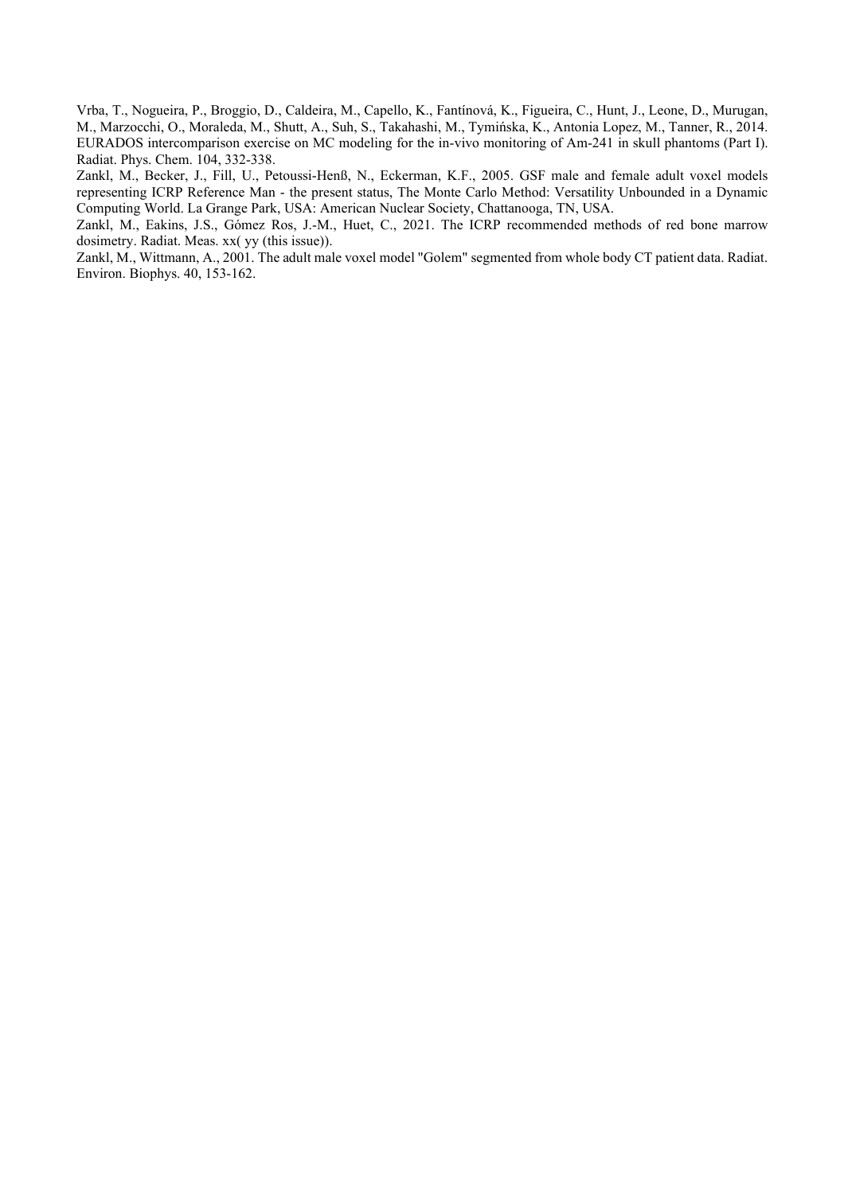Vrba, T., Nogueira, P., Broggio, D., Caldeira, M., Capello, K., Fantínová, K., Figueira, C., Hunt, J., Leone, D., Murugan, M., Marzocchi, O., Moraleda, M., Shutt, A., Suh, S., Takahashi, M., Tymińska, K., Antonia Lopez, M., Tanner, R., 2014. EURADOS intercomparison exercise on MC modeling for the in-vivo monitoring of Am-241 in skull phantoms (Part I). Radiat. Phys. Chem. 104, 332-338.

Zankl, M., Becker, J., Fill, U., Petoussi-Henß, N., Eckerman, K.F., 2005. GSF male and female adult voxel models representing ICRP Reference Man - the present status, The Monte Carlo Method: Versatility Unbounded in a Dynamic Computing World. La Grange Park, USA: American Nuclear Society, Chattanooga, TN, USA.

Zankl, M., Eakins, J.S., Gómez Ros, J.-M., Huet, C., 2021. The ICRP recommended methods of red bone marrow dosimetry. Radiat. Meas. xx( yy (this issue)).

Zankl, M., Wittmann, A., 2001. The adult male voxel model "Golem" segmented from whole body CT patient data. Radiat. Environ. Biophys. 40, 153-162.